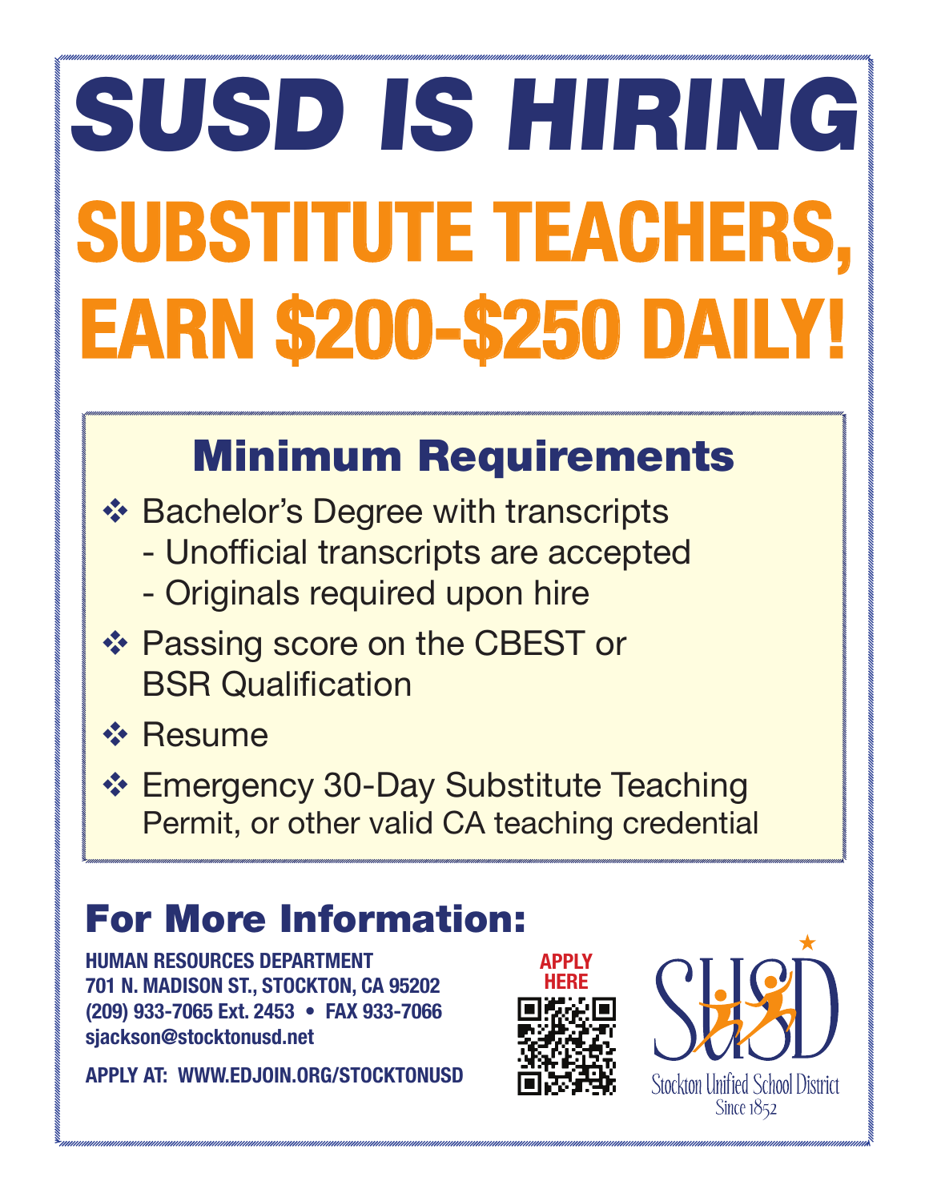# SUSD IS HIRING

## SUBSTITUTE TEACHERS, EARN $200-$250 DAILY!

### Minimum Requirements

- Bachelor's Degree with transcripts
  - Unofficial transcripts are accepted
  - Originals required upon hire
- Passing score on the CBEST or BSR Qualification
- Resume
- Emergency 30-Day Substitute Teaching Permit, or other valid CA teaching credential

## For More Information:

**HUMAN RESOURCES DEPARTMENT**
**701 N. MADISON ST., STOCKTON, CA 95202**
**(209) 933-7065 Ext. 2453 • FAX 933-7066**
**sjackson@stocktonusd.net**

**APPLY AT: WWW.EDJOIN.ORG/STOCKTONUSD**

APPLY HERE

SUSD
Stockton Unified School District
Since 1852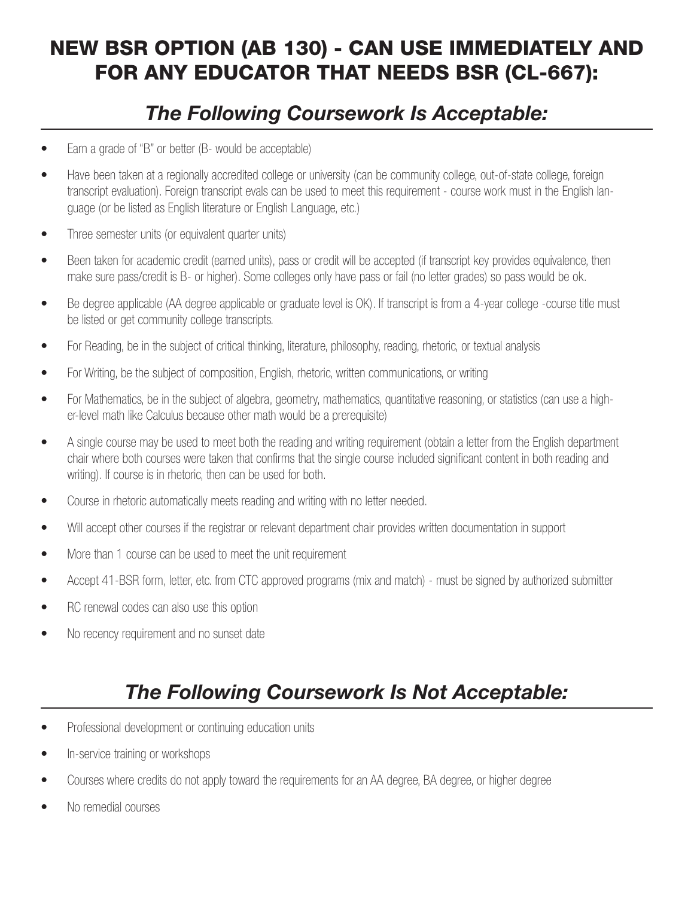# NEW BSR OPTION (AB 130) - CAN USE IMMEDIATELY AND FOR ANY EDUCATOR THAT NEEDS BSR (CL-667):

## *The Following Coursework Is Acceptable:*

- Earn a grade of "B" or better (B- would be acceptable)
- Have been taken at a regionally accredited college or university (can be community college, out-of-state college, foreign transcript evaluation). Foreign transcript evals can be used to meet this requirement - course work must in the English language (or be listed as English literature or English Language, etc.)
- Three semester units (or equivalent quarter units)
- Been taken for academic credit (earned units), pass or credit will be accepted (if transcript key provides equivalence, then make sure pass/credit is B- or higher). Some colleges only have pass or fail (no letter grades) so pass would be ok.
- Be degree applicable (AA degree applicable or graduate level is OK). If transcript is from a 4-year college -course title must be listed or get community college transcripts.
- For Reading, be in the subject of critical thinking, literature, philosophy, reading, rhetoric, or textual analysis
- For Writing, be the subject of composition, English, rhetoric, written communications, or writing
- For Mathematics, be in the subject of algebra, geometry, mathematics, quantitative reasoning, or statistics (can use a higher-level math like Calculus because other math would be a prerequisite)
- A single course may be used to meet both the reading and writing requirement (obtain a letter from the English department chair where both courses were taken that confirms that the single course included significant content in both reading and writing). If course is in rhetoric, then can be used for both.
- Course in rhetoric automatically meets reading and writing with no letter needed.
- Will accept other courses if the registrar or relevant department chair provides written documentation in support
- More than 1 course can be used to meet the unit requirement
- Accept 41-BSR form, letter, etc. from CTC approved programs (mix and match) - must be signed by authorized submitter
- RC renewal codes can also use this option
- No recency requirement and no sunset date

## *The Following Coursework Is Not Acceptable:*

- Professional development or continuing education units
- In-service training or workshops
- Courses where credits do not apply toward the requirements for an AA degree, BA degree, or higher degree
- No remedial courses